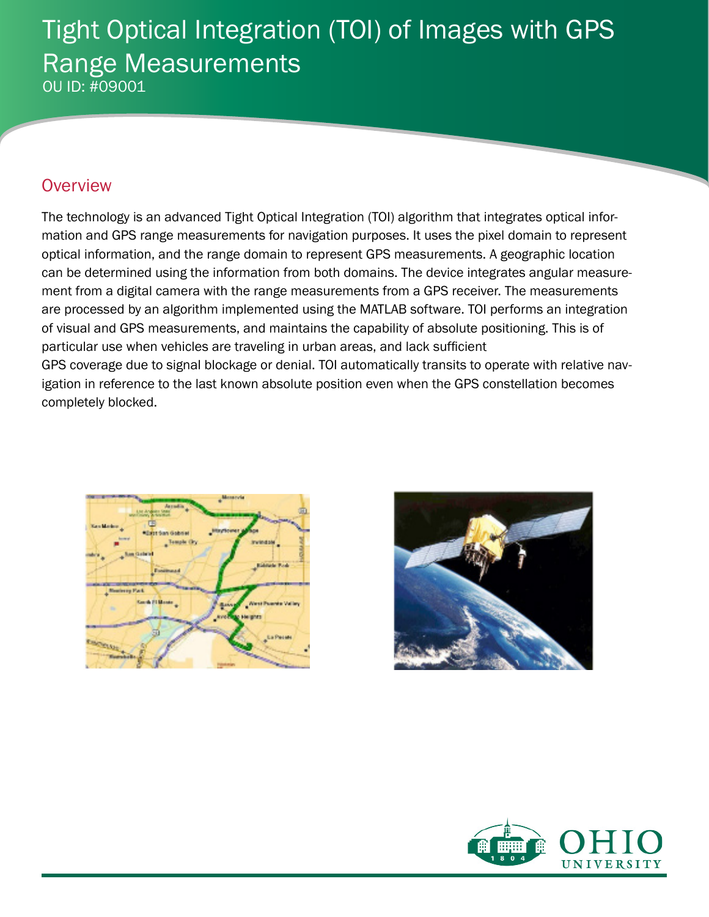# Tight Optical Integration (TOI) of Images with GPS Range Measurements

OU ID: #09001

## Overview

The technology is an advanced Tight Optical Integration (TOI) algorithm that integrates optical information and GPS range measurements for navigation purposes. It uses the pixel domain to represent optical information, and the range domain to represent GPS measurements. A geographic location can be determined using the information from both domains. The device integrates angular measurement from a digital camera with the range measurements from a GPS receiver. The measurements are processed by an algorithm implemented using the MATLAB software. TOI performs an integration of visual and GPS measurements, and maintains the capability of absolute positioning. This is of particular use when vehicles are traveling in urban areas, and lack sufficient GPS coverage due to signal blockage or denial. TOI automatically transits to operate with relative navigation in reference to the last known absolute position even when the GPS constellation becomes completely blocked.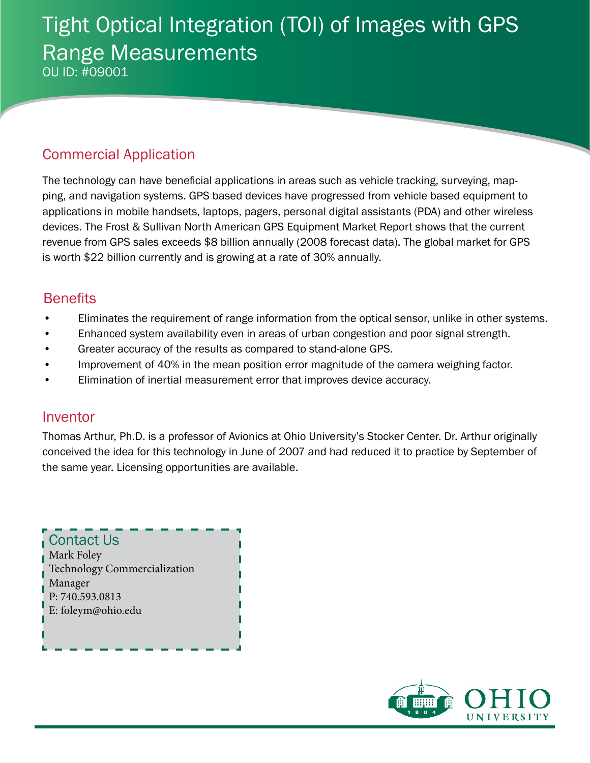# Tight Optical Integration (TOI) of Images with GPS Range Measurements

OU ID: #09001

## Commercial Application

The technology can have beneficial applications in areas such as vehicle tracking, surveying, mapping, and navigation systems. GPS based devices have progressed from vehicle based equipment to applications in mobile handsets, laptops, pagers, personal digital assistants (PDA) and other wireless devices. The Frost & Sullivan North American GPS Equipment Market Report shows that the current revenue from GPS sales exceeds $8 billion annually (2008 forecast data). The global market for GPS is worth $22 billion currently and is growing at a rate of 30% annually.

## Benefits

- Eliminates the requirement of range information from the optical sensor, unlike in other systems.
- Enhanced system availability even in areas of urban congestion and poor signal strength.
- Greater accuracy of the results as compared to stand-alone GPS.
- Improvement of 40% in the mean position error magnitude of the camera weighing factor.
- Elimination of inertial measurement error that improves device accuracy.

## Inventor

Thomas Arthur, Ph.D. is a professor of Avionics at Ohio University's Stocker Center. Dr. Arthur originally conceived the idea for this technology in June of 2007 and had reduced it to practice by September of the same year. Licensing opportunities are available.

## Contact Us

Mark Foley
Technology Commercialization Manager
P: 740.593.0813
E: foleym@ohio.edu

OHIO UNIVERSITY